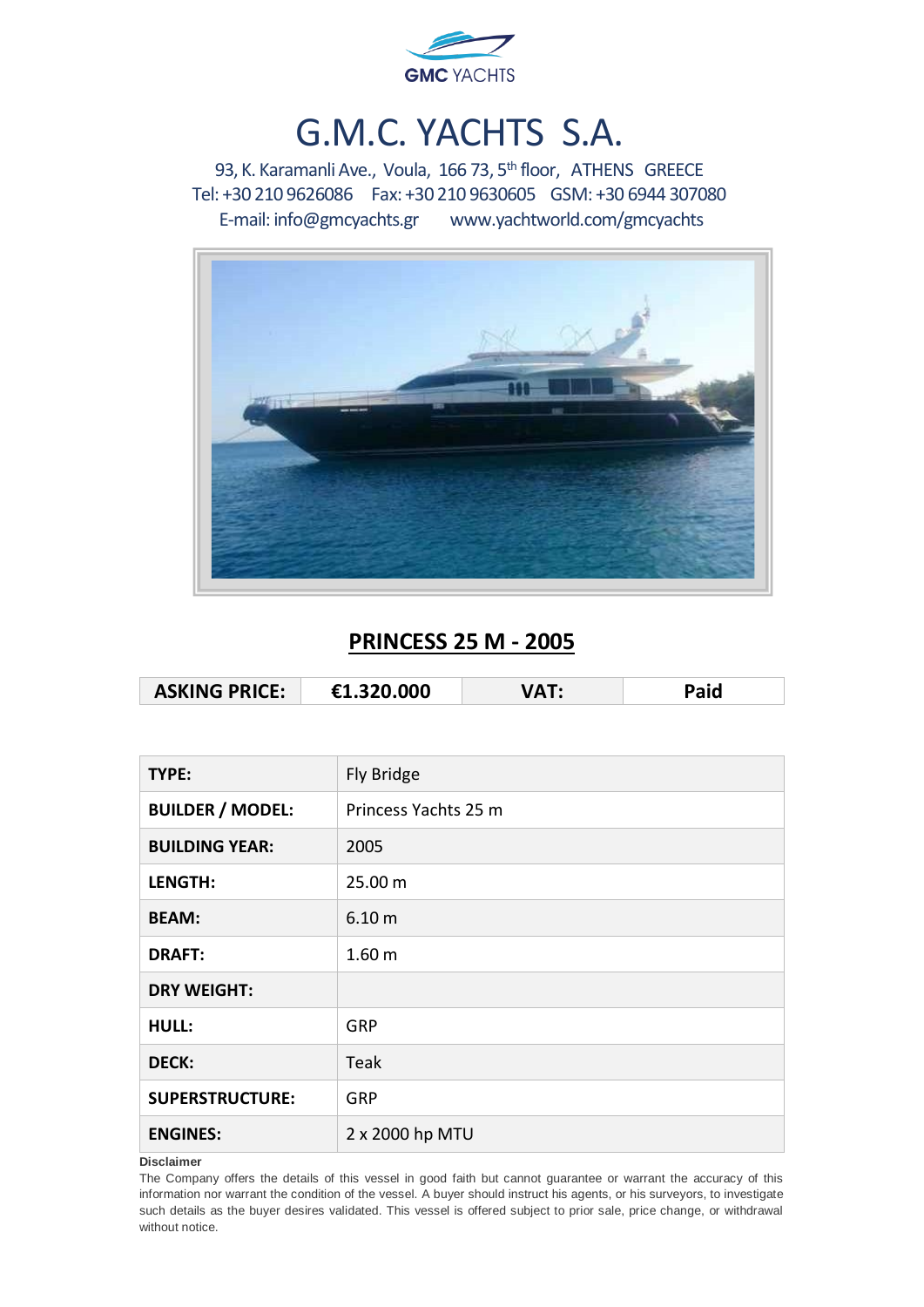GMC YACHTS

# G.M.C. YACHTS S.A.

93, K. Karamanli Ave., Voula, 166 73, 5th floor, ATHENS GREECE
Tel: +30 210 9626086 Fax: +30 210 9630605 GSM: +30 6944 307080
E-mail: info@gmcyachts.gr www.yachtworld.com/gmcyachts

## PRINCESS 25 M - 2005

| ASKING PRICE: | €1.320.000 | VAT: | Paid |
|---|---|---|---|

| | |
|---|---|
| **TYPE:** | Fly Bridge |
| **BUILDER / MODEL:** | Princess Yachts 25 m |
| **BUILDING YEAR:** | 2005 |
| **LENGTH:** | 25.00 m |
| **BEAM:** | 6.10 m |
| **DRAFT:** | 1.60 m |
| **DRY WEIGHT:** | |
| **HULL:** | GRP |
| **DECK:** | Teak |
| **SUPERSTRUCTURE:** | GRP |
| **ENGINES:** | 2 x 2000 hp MTU |

**Disclaimer**

The Company offers the details of this vessel in good faith but cannot guarantee or warrant the accuracy of this information nor warrant the condition of the vessel. A buyer should instruct his agents, or his surveyors, to investigate such details as the buyer desires validated. This vessel is offered subject to prior sale, price change, or withdrawal without notice.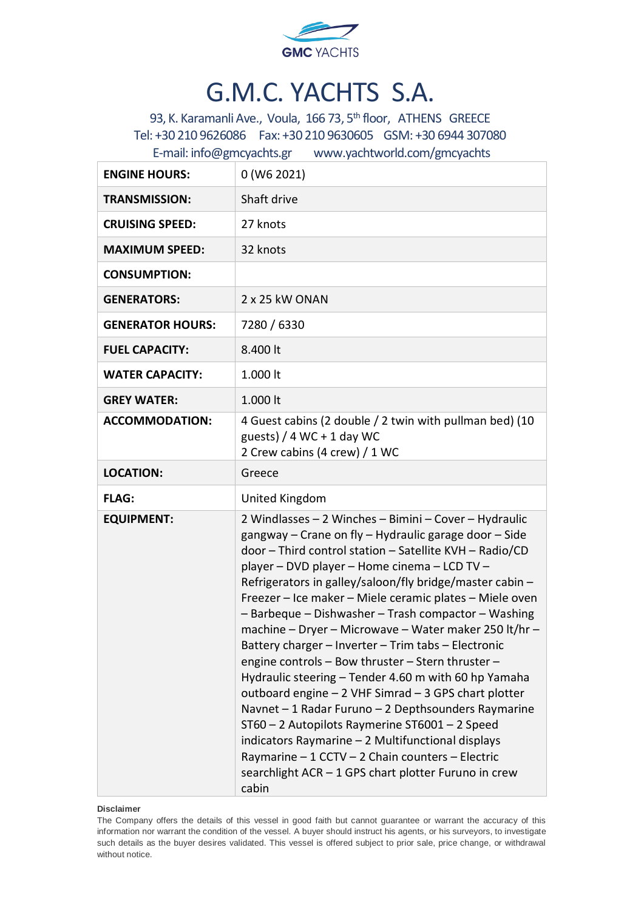# G.M.C. YACHTS S.A.

93, K. Karamanli Ave., Voula, 166 73, 5th floor, ATHENS GREECE
Tel: +30 210 9626086 Fax: +30 210 9630605 GSM: +30 6944 307080
E-mail: info@gmcyachts.gr www.yachtworld.com/gmcyachts

| | |
|---|---|
| **ENGINE HOURS:** | 0 (W6 2021) |
| **TRANSMISSION:** | Shaft drive |
| **CRUISING SPEED:** | 27 knots |
| **MAXIMUM SPEED:** | 32 knots |
| **CONSUMPTION:** | |
| **GENERATORS:** | 2 x 25 kW ONAN |
| **GENERATOR HOURS:** | 7280 / 6330 |
| **FUEL CAPACITY:** | 8.400 lt |
| **WATER CAPACITY:** | 1.000 lt |
| **GREY WATER:** | 1.000 lt |
| **ACCOMMODATION:** | 4 Guest cabins (2 double / 2 twin with pullman bed) (10 guests) / 4 WC + 1 day WC<br>2 Crew cabins (4 crew) / 1 WC |
| **LOCATION:** | Greece |
| **FLAG:** | United Kingdom |
| **EQUIPMENT:** | 2 Windlasses – 2 Winches – Bimini – Cover – Hydraulic gangway – Crane on fly – Hydraulic garage door – Side door – Third control station – Satellite KVH – Radio/CD player – DVD player – Home cinema – LCD TV – Refrigerators in galley/saloon/fly bridge/master cabin – Freezer – Ice maker – Miele ceramic plates – Miele oven – Barbeque – Dishwasher – Trash compactor – Washing machine – Dryer – Microwave – Water maker 250 lt/hr – Battery charger – Inverter – Trim tabs – Electronic engine controls – Bow thruster – Stern thruster – Hydraulic steering – Tender 4.60 m with 60 hp Yamaha outboard engine – 2 VHF Simrad – 3 GPS chart plotter Navnet – 1 Radar Furuno – 2 Depthsounders Raymarine ST60 – 2 Autopilots Raymerine ST6001 – 2 Speed indicators Raymarine – 2 Multifunctional displays Raymarine – 1 CCTV – 2 Chain counters – Electric searchlight ACR – 1 GPS chart plotter Furuno in crew cabin |

**Disclaimer**

The Company offers the details of this vessel in good faith but cannot guarantee or warrant the accuracy of this information nor warrant the condition of the vessel. A buyer should instruct his agents, or his surveyors, to investigate such details as the buyer desires validated. This vessel is offered subject to prior sale, price change, or withdrawal without notice.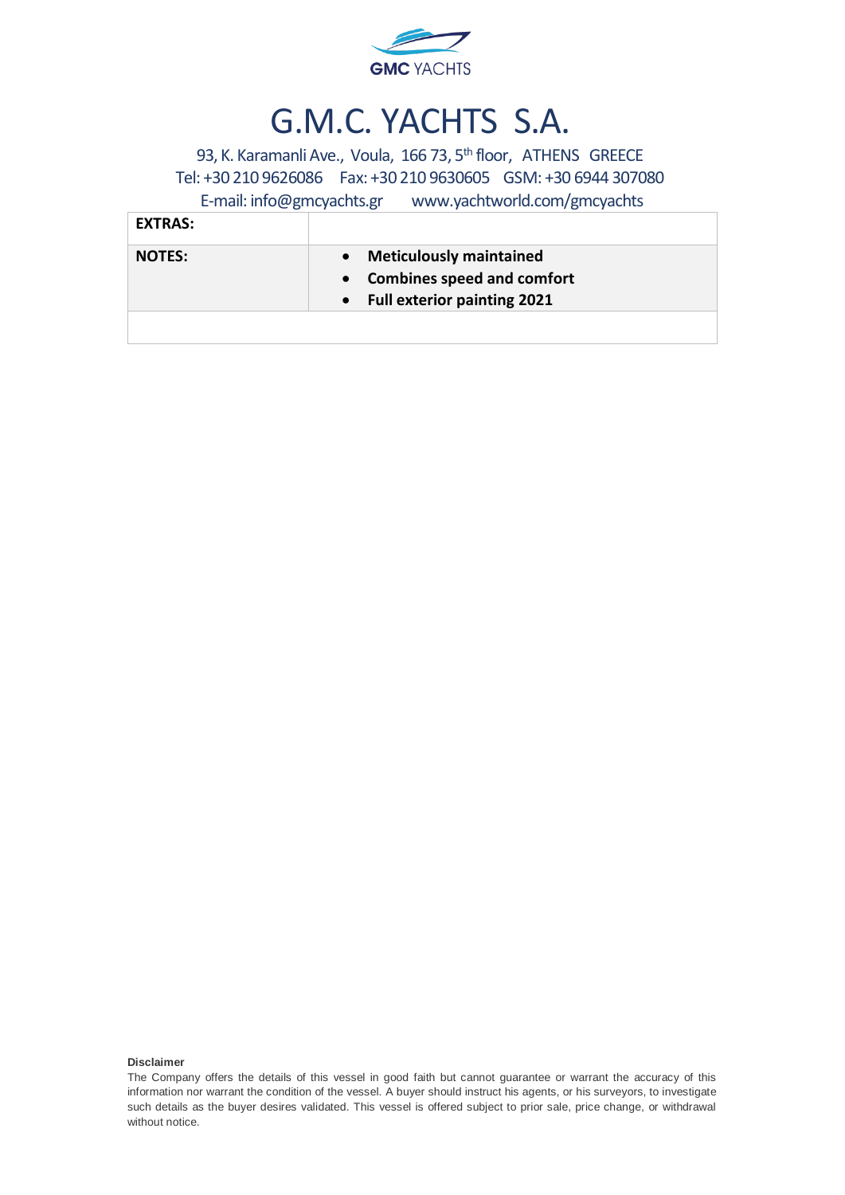# G.M.C. YACHTS S.A.

93, K. Karamanli Ave., Voula, 166 73, 5th floor, ATHENS GREECE

Tel: +30 210 9626086 Fax: +30 210 9630605 GSM: +30 6944 307080

E-mail: info@gmcyachts.gr www.yachtworld.com/gmcyachts

| | |
|---|---|
| **EXTRAS:** | |
| **NOTES:** | • **Meticulously maintained**<br>• **Combines speed and comfort**<br>• **Full exterior painting 2021** |
| | |

**Disclaimer**

The Company offers the details of this vessel in good faith but cannot guarantee or warrant the accuracy of this information nor warrant the condition of the vessel. A buyer should instruct his agents, or his surveyors, to investigate such details as the buyer desires validated. This vessel is offered subject to prior sale, price change, or withdrawal without notice.